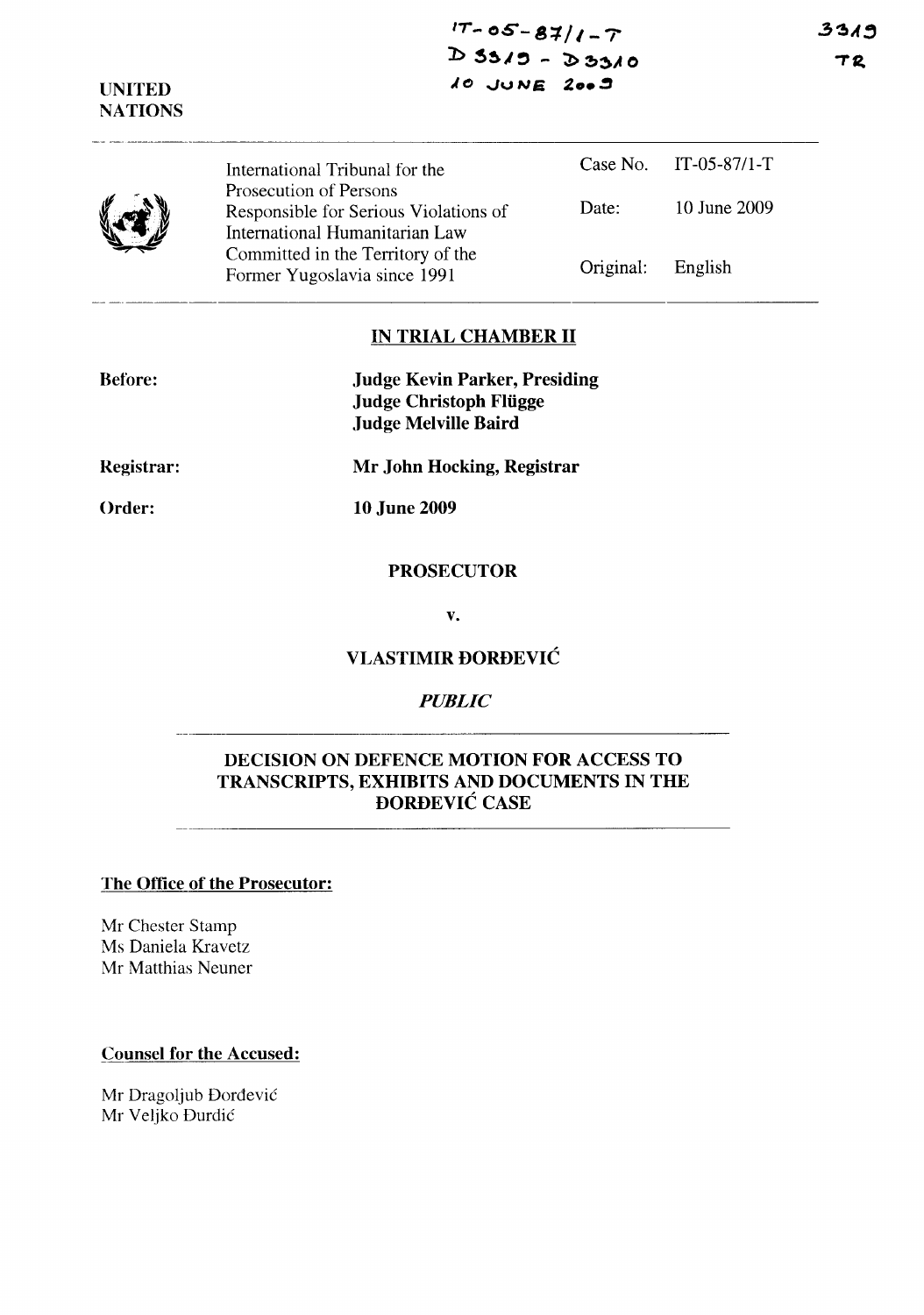IT-05-87/1-T
D 3319 - D 3310
10 JUNE 2009

3319
TR

UNITED NATIONS

| | | |
|---|---|---|
| International Tribunal for the Prosecution of Persons Responsible for Serious Violations of International Humanitarian Law Committed in the Territory of the Former Yugoslavia since 1991 | Case No. | IT-05-87/1-T |
| | Date: | 10 June 2009 |
| | Original: | English |

## IN TRIAL CHAMBER II

**Before:** **Judge Kevin Parker, Presiding**
**Judge Christoph Flügge**
**Judge Melville Baird**

**Registrar:** **Mr John Hocking, Registrar**

**Order:** **10 June 2009**

**PROSECUTOR**

**v.**

**VLASTIMIR ĐORĐEVIĆ**

***PUBLIC***

**DECISION ON DEFENCE MOTION FOR ACCESS TO TRANSCRIPTS, EXHIBITS AND DOCUMENTS IN THE ĐORĐEVIĆ CASE**

**The Office of the Prosecutor:**

Mr Chester Stamp
Ms Daniela Kravetz
Mr Matthias Neuner

**Counsel for the Accused:**

Mr Dragoljub Đorđević
Mr Veljko Đurdić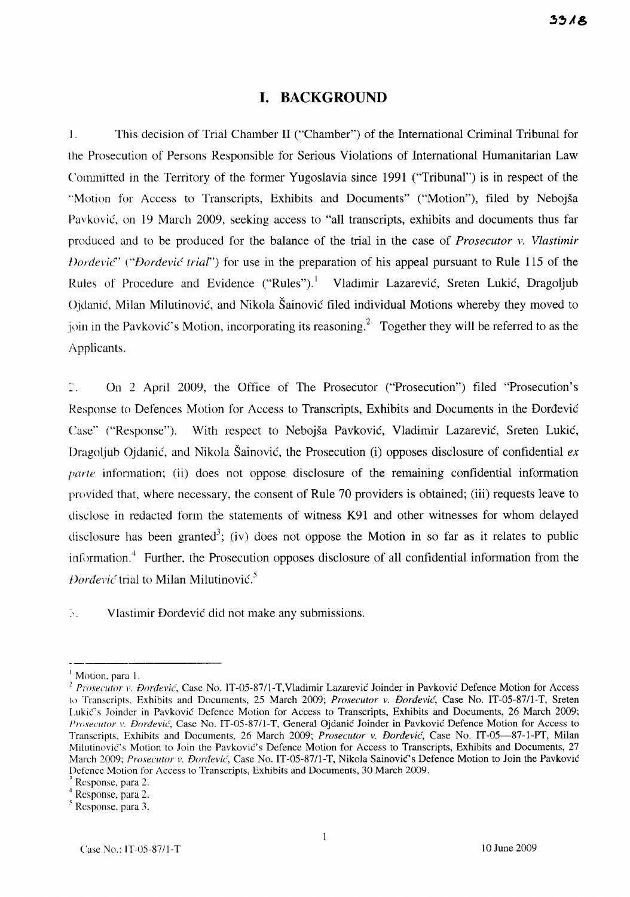# I. BACKGROUND

1. This decision of Trial Chamber II ("Chamber") of the International Criminal Tribunal for the Prosecution of Persons Responsible for Serious Violations of International Humanitarian Law Committed in the Territory of the former Yugoslavia since 1991 ("Tribunal") is in respect of the "Motion for Access to Transcripts, Exhibits and Documents" ("Motion"), filed by Nebojša Pavković, on 19 March 2009, seeking access to "all transcripts, exhibits and documents thus far produced and to be produced for the balance of the trial in the case of *Prosecutor v. Vlastimir Đorđević*" ("*Đorđević trial*") for use in the preparation of his appeal pursuant to Rule 115 of the Rules of Procedure and Evidence ("Rules").[1] Vladimir Lazarević, Sreten Lukić, Dragoljub Ojdanić, Milan Milutinović, and Nikola Šainović filed individual Motions whereby they moved to join in the Pavković's Motion, incorporating its reasoning.[2] Together they will be referred to as the Applicants.

2. On 2 April 2009, the Office of The Prosecutor ("Prosecution") filed "Prosecution's Response to Defences Motion for Access to Transcripts, Exhibits and Documents in the Đorđević Case" ("Response"). With respect to Nebojša Pavković, Vladimir Lazarević, Sreten Lukić, Dragoljub Ojdanić, and Nikola Šainović, the Prosecution (i) opposes disclosure of confidential *ex parte* information; (ii) does not oppose disclosure of the remaining confidential information provided that, where necessary, the consent of Rule 70 providers is obtained; (iii) requests leave to disclose in redacted form the statements of witness K91 and other witnesses for whom delayed disclosure has been granted[3]; (iv) does not oppose the Motion in so far as it relates to public information.[4] Further, the Prosecution opposes disclosure of all confidential information from the *Đorđević* trial to Milan Milutinović.[5]

3. Vlastimir Đorđević did not make any submissions.

---

[1] Motion, para 1.

[2] *Prosecutor v. Đorđević*, Case No. IT-05-87/1-T,Vladimir Lazarević Joinder in Pavković Defence Motion for Access to Transcripts, Exhibits and Documents, 25 March 2009; *Prosecutor v. Đorđević*, Case No. IT-05-87/1-T, Sreten Lukić's Joinder in Pavković Defence Motion for Access to Transcripts, Exhibits and Documents, 26 March 2009; *Prosecutor v. Đorđević*, Case No. IT-05-87/1-T, General Ojdanić Joinder in Pavković Defence Motion for Access to Transcripts, Exhibits and Documents, 26 March 2009; *Prosecutor v. Đorđević*, Case No. IT-05—87-1-PT, Milan Milutinović's Motion to Join the Pavković's Defence Motion for Access to Transcripts, Exhibits and Documents, 27 March 2009; *Prosecutor v. Đorđević*, Case No. IT-05-87/1-T, Nikola Sainović's Defence Motion to Join the Pavković Defence Motion for Access to Transcripts, Exhibits and Documents, 30 March 2009.

[3] Response, para 2.

[4] Response, para 2.

[5] Response, para 3.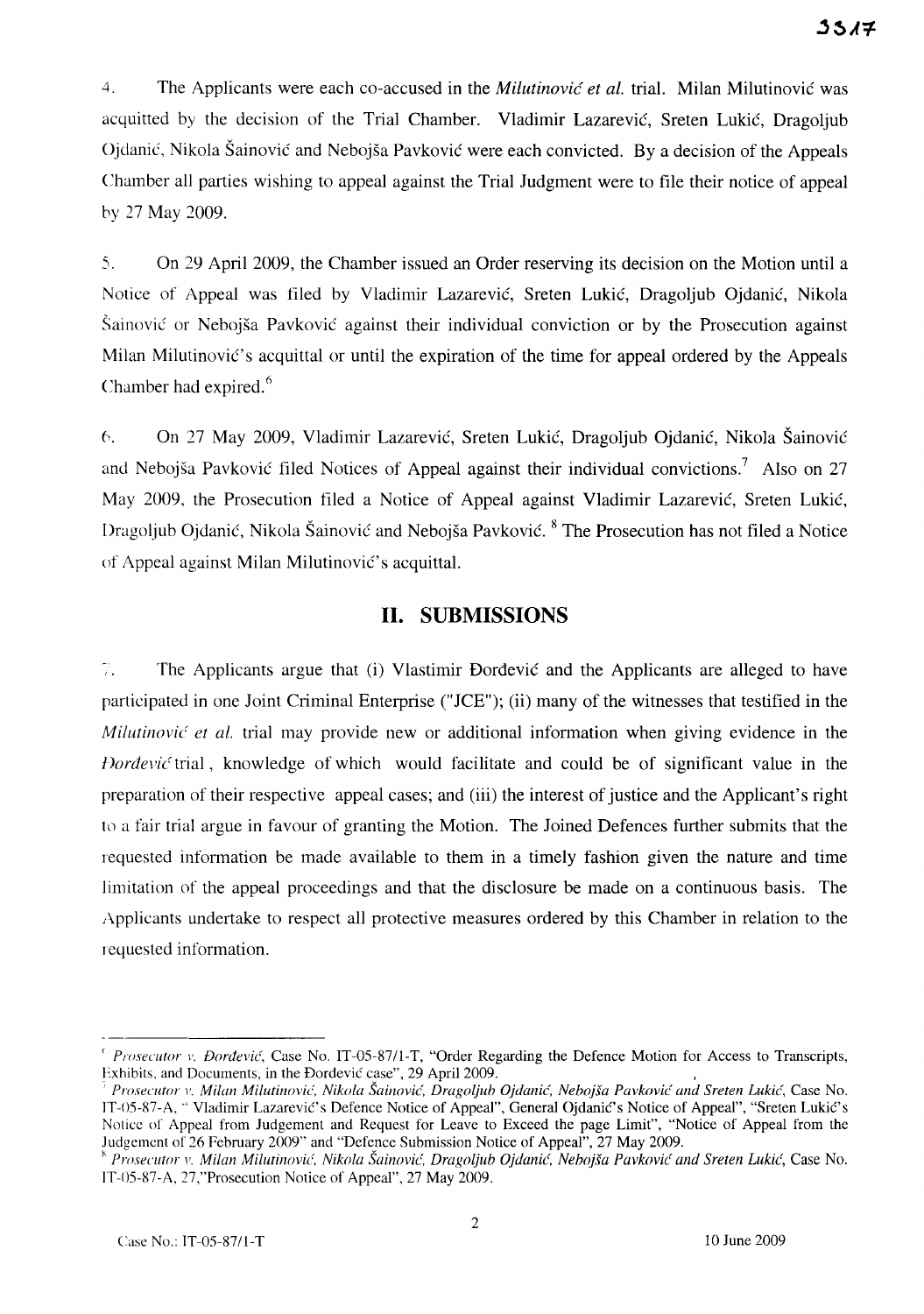4. The Applicants were each co-accused in the *Milutinović et al.* trial. Milan Milutinović was acquitted by the decision of the Trial Chamber. Vladimir Lazarević, Sreten Lukić, Dragoljub Ojdanić, Nikola Šainović and Nebojša Pavković were each convicted. By a decision of the Appeals Chamber all parties wishing to appeal against the Trial Judgment were to file their notice of appeal by 27 May 2009.

5. On 29 April 2009, the Chamber issued an Order reserving its decision on the Motion until a Notice of Appeal was filed by Vladimir Lazarević, Sreten Lukić, Dragoljub Ojdanić, Nikola Šainović or Nebojša Pavković against their individual conviction or by the Prosecution against Milan Milutinović's acquittal or until the expiration of the time for appeal ordered by the Appeals Chamber had expired.[6]

6. On 27 May 2009, Vladimir Lazarević, Sreten Lukić, Dragoljub Ojdanić, Nikola Šainović and Nebojša Pavković filed Notices of Appeal against their individual convictions.[7] Also on 27 May 2009, the Prosecution filed a Notice of Appeal against Vladimir Lazarević, Sreten Lukić, Dragoljub Ojdanić, Nikola Šainović and Nebojša Pavković.[8] The Prosecution has not filed a Notice of Appeal against Milan Milutinović's acquittal.

## II. SUBMISSIONS

7. The Applicants argue that (i) Vlastimir Đorđević and the Applicants are alleged to have participated in one Joint Criminal Enterprise ("JCE"); (ii) many of the witnesses that testified in the *Milutinović et al.* trial may provide new or additional information when giving evidence in the *Đorđević* trial, knowledge of which would facilitate and could be of significant value in the preparation of their respective appeal cases; and (iii) the interest of justice and the Applicant's right to a fair trial argue in favour of granting the Motion. The Joined Defences further submits that the requested information be made available to them in a timely fashion given the nature and time limitation of the appeal proceedings and that the disclosure be made on a continuous basis. The Applicants undertake to respect all protective measures ordered by this Chamber in relation to the requested information.

---

[6] *Prosecutor v. Đorđević*, Case No. IT-05-87/1-T, "Order Regarding the Defence Motion for Access to Transcripts, Exhibits, and Documents, in the Đorđević case", 29 April 2009.

[7] *Prosecutor v. Milan Milutinović, Nikola Šainović, Dragoljub Ojdanić, Nebojša Pavković and Sreten Lukić*, Case No. IT-05-87-A, " Vladimir Lazarević's Defence Notice of Appeal", General Ojdanić's Notice of Appeal", "Sreten Lukić's Notice of Appeal from Judgement and Request for Leave to Exceed the page Limit", "Notice of Appeal from the Judgement of 26 February 2009" and "Defence Submission Notice of Appeal", 27 May 2009.

[8] *Prosecutor v. Milan Milutinović, Nikola Šainović, Dragoljub Ojdanić, Nebojša Pavković and Sreten Lukić*, Case No. IT-05-87-A, 27,"Prosecution Notice of Appeal", 27 May 2009.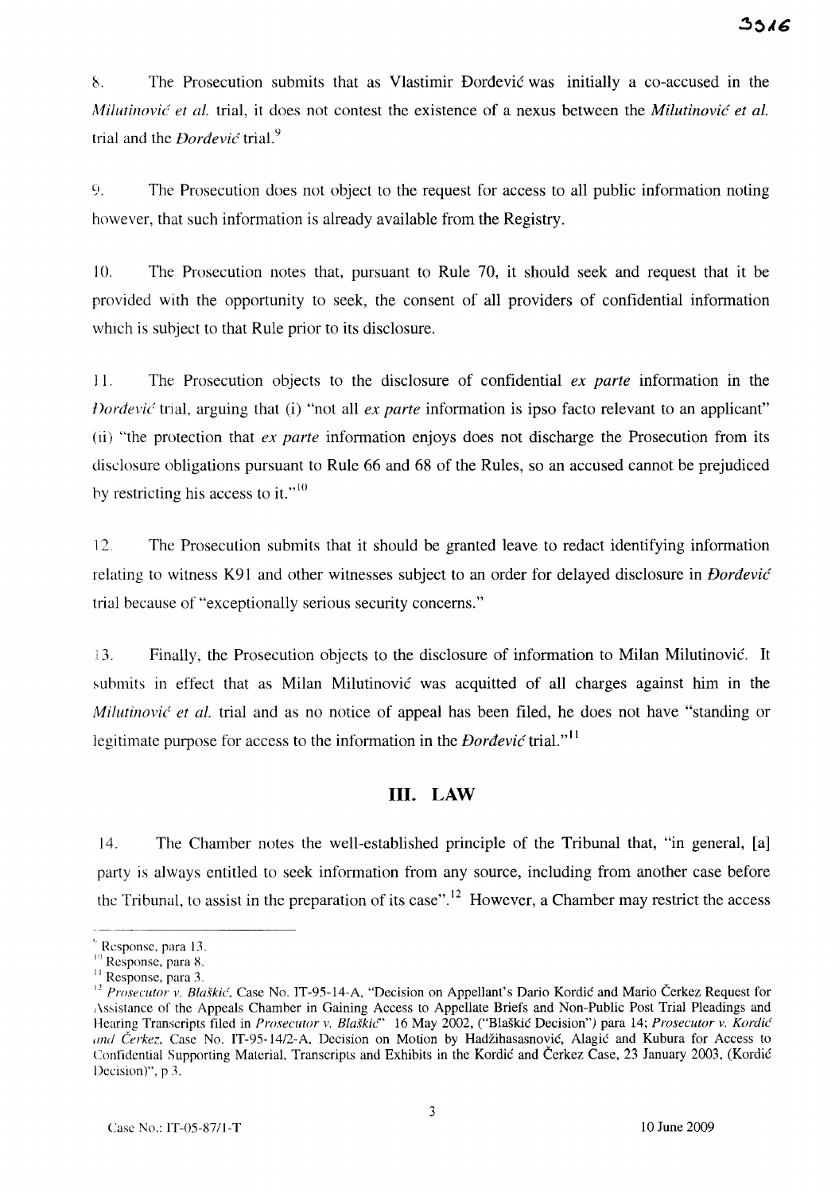8. The Prosecution submits that as Vlastimir Đorđević was initially a co-accused in the *Milutinović et al.* trial, it does not contest the existence of a nexus between the *Milutinović et al.* trial and the *Đorđević* trial.[9]

9. The Prosecution does not object to the request for access to all public information noting however, that such information is already available from the Registry.

10. The Prosecution notes that, pursuant to Rule 70, it should seek and request that it be provided with the opportunity to seek, the consent of all providers of confidential information which is subject to that Rule prior to its disclosure.

11. The Prosecution objects to the disclosure of confidential *ex parte* information in the *Đorđević* trial, arguing that (i) "not all *ex parte* information is ipso facto relevant to an applicant" (ii) "the protection that *ex parte* information enjoys does not discharge the Prosecution from its disclosure obligations pursuant to Rule 66 and 68 of the Rules, so an accused cannot be prejudiced by restricting his access to it."[10]

12. The Prosecution submits that it should be granted leave to redact identifying information relating to witness K91 and other witnesses subject to an order for delayed disclosure in *Đorđević* trial because of "exceptionally serious security concerns."

13. Finally, the Prosecution objects to the disclosure of information to Milan Milutinović. It submits in effect that as Milan Milutinović was acquitted of all charges against him in the *Milutinović et al.* trial and as no notice of appeal has been filed, he does not have "standing or legitimate purpose for access to the information in the *Đorđević* trial."[11]

## III. LAW

14. The Chamber notes the well-established principle of the Tribunal that, "in general, [a] party is always entitled to seek information from any source, including from another case before the Tribunal, to assist in the preparation of its case".[12] However, a Chamber may restrict the access

---

[9] Response, para 13.

[10] Response, para 8.

[11] Response, para 3.

[12] *Prosecutor v. Blaškić*, Case No. IT-95-14-A, "Decision on Appellant's Dario Kordić and Mario Čerkez Request for Assistance of the Appeals Chamber in Gaining Access to Appellate Briefs and Non-Public Post Trial Pleadings and Hearing Transcripts filed in *Prosecutor v. Blaškić*" 16 May 2002, ("Blaškić Decision") para 14; *Prosecutor v. Kordić and Čerkez*, Case No. IT-95-14/2-A, Decision on Motion by Hadžihasanović, Alagić and Kubura for Access to Confidential Supporting Material, Transcripts and Exhibits in the Kordić and Čerkez Case, 23 January 2003, (Kordić Decision)", p 3.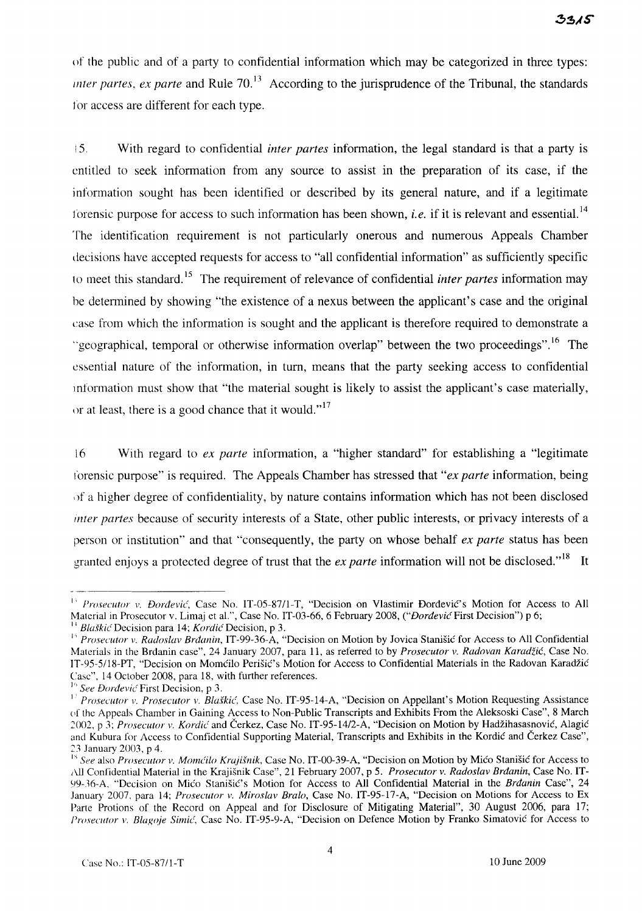of the public and of a party to confidential information which may be categorized in three types: *inter partes*, *ex parte* and Rule 70.[13] According to the jurisprudence of the Tribunal, the standards for access are different for each type.

15. With regard to confidential *inter partes* information, the legal standard is that a party is entitled to seek information from any source to assist in the preparation of its case, if the information sought has been identified or described by its general nature, and if a legitimate forensic purpose for access to such information has been shown, *i.e.* if it is relevant and essential.[14] The identification requirement is not particularly onerous and numerous Appeals Chamber decisions have accepted requests for access to "all confidential information" as sufficiently specific to meet this standard.[15] The requirement of relevance of confidential *inter partes* information may be determined by showing "the existence of a nexus between the applicant's case and the original case from which the information is sought and the applicant is therefore required to demonstrate a "geographical, temporal or otherwise information overlap" between the two proceedings".[16] The essential nature of the information, in turn, means that the party seeking access to confidential information must show that "the material sought is likely to assist the applicant's case materially, or at least, there is a good chance that it would."[17]

16 With regard to *ex parte* information, a "higher standard" for establishing a "legitimate forensic purpose" is required. The Appeals Chamber has stressed that "*ex parte* information, being of a higher degree of confidentiality, by nature contains information which has not been disclosed *inter partes* because of security interests of a State, other public interests, or privacy interests of a person or institution" and that "consequently, the party on whose behalf *ex parte* status has been granted enjoys a protected degree of trust that the *ex parte* information will not be disclosed."[18] It

---

[13] *Prosecutor v. Đorđević*, Case No. IT-05-87/1-T, "Decision on Vlastimir Đorđević's Motion for Access to All Material in Prosecutor v. Limaj et al.", Case No. IT-03-66, 6 February 2008, ("*Đorđević* First Decision") p 6;

[14] *Blaškić* Decision para 14; *Kordić* Decision, p 3.

[15] *Prosecutor v. Radoslav Brđanin*, IT-99-36-A, "Decision on Motion by Jovica Stanišić for Access to All Confidential Materials in the Brđanin case", 24 January 2007, para 11, as referred to by *Prosecutor v. Radovan Karadžić*, Case No. IT-95-5/18-PT, "Decision on Momčilo Perišić's Motion for Access to Confidential Materials in the Radovan Karadžić Case", 14 October 2008, para 18, with further references.

[16] *See Đorđević* First Decision, p 3.

[17] *Prosecutor v. Blaškić*, Case No. IT-95-14-A, "Decision on Appellant's Motion Requesting Assistance of the Appeals Chamber in Gaining Access to Non-Public Transcripts and Exhibits From the Aleksoski Case", 8 March 2002, p 3; *Prosecutor v. Kordić* and Čerkez, Case No. IT-95-14/2-A, "Decision on Motion by Hadžihasanović, Alagić and Kubura for Access to Confidential Supporting Material, Transcripts and Exhibits in the Kordić and Čerkez Case", 23 January 2003, p 4.

[18] *See* also *Prosecutor v. Momčilo Krajišnik*, Case No. IT-00-39-A, "Decision on Motion by Mićo Stanišić for Access to All Confidential Material in the Krajišnik Case", 21 February 2007, p 5. *Prosecutor v. Radoslav Brđanin*, Case No. IT-99-36-A, "Decision on Mićo Stanišić's Motion for Access to All Confidential Material in the *Brđanin* Case", 24 January 2007, para 14; *Prosecutor v. Miroslav Bralo*, Case No. IT-95-17-A, "Decision on Motions for Access to Ex Parte Protions of the Record on Appeal and for Disclosure of Mitigating Material", 30 August 2006, para 17; *Prosecutor v. Blagoje Simić*, Case No. IT-95-9-A, "Decision on Defence Motion by Franko Simatović for Access to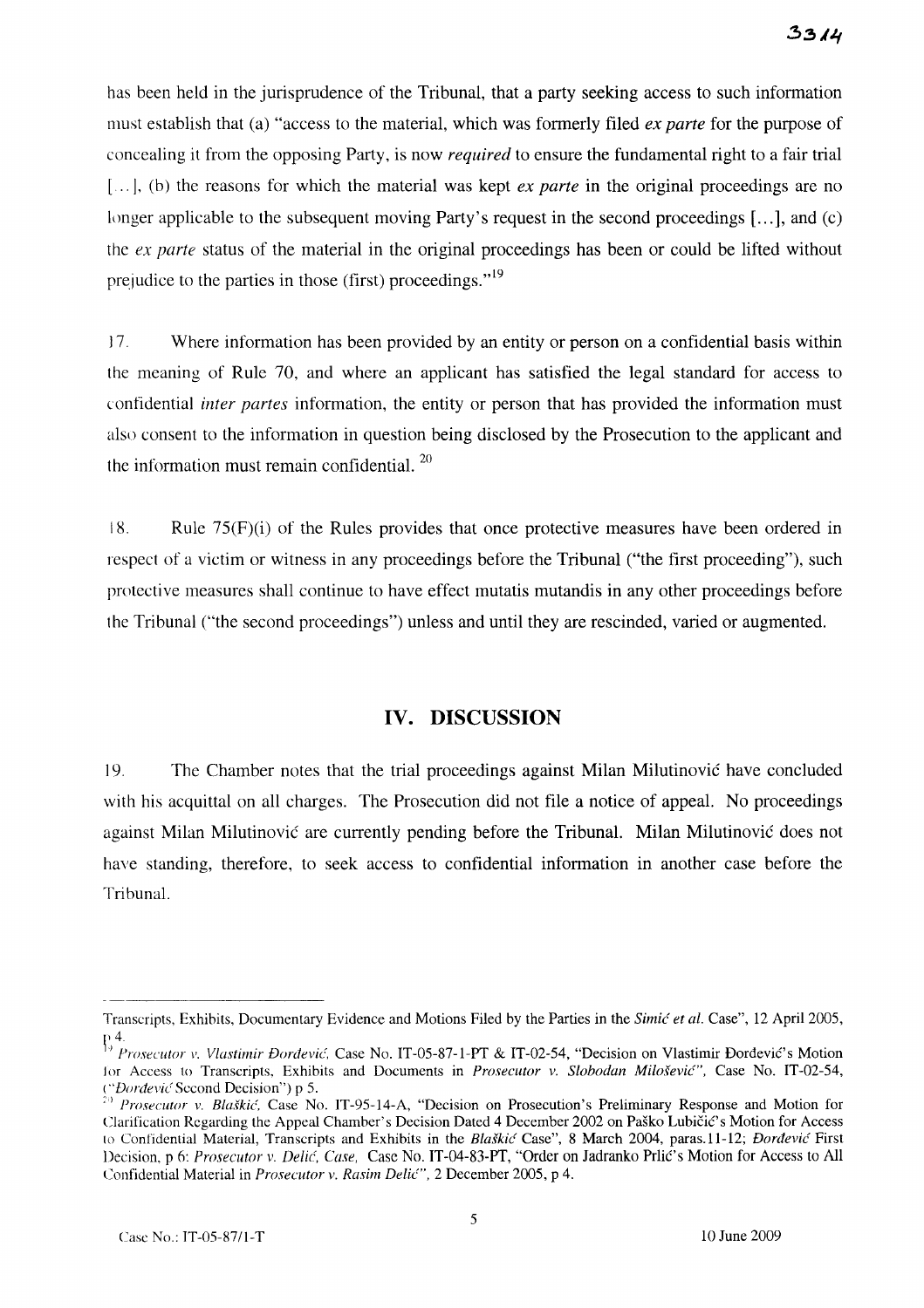has been held in the jurisprudence of the Tribunal, that a party seeking access to such information must establish that (a) "access to the material, which was formerly filed *ex parte* for the purpose of concealing it from the opposing Party, is now *required* to ensure the fundamental right to a fair trial [...], (b) the reasons for which the material was kept *ex parte* in the original proceedings are no longer applicable to the subsequent moving Party's request in the second proceedings [...], and (c) the *ex parte* status of the material in the original proceedings has been or could be lifted without prejudice to the parties in those (first) proceedings."[19]

17. Where information has been provided by an entity or person on a confidential basis within the meaning of Rule 70, and where an applicant has satisfied the legal standard for access to confidential *inter partes* information, the entity or person that has provided the information must also consent to the information in question being disclosed by the Prosecution to the applicant and the information must remain confidential. [20]

18. Rule 75(F)(i) of the Rules provides that once protective measures have been ordered in respect of a victim or witness in any proceedings before the Tribunal ("the first proceeding"), such protective measures shall continue to have effect mutatis mutandis in any other proceedings before the Tribunal ("the second proceedings") unless and until they are rescinded, varied or augmented.

## IV. DISCUSSION

19. The Chamber notes that the trial proceedings against Milan Milutinović have concluded with his acquittal on all charges. The Prosecution did not file a notice of appeal. No proceedings against Milan Milutinović are currently pending before the Tribunal. Milan Milutinović does not have standing, therefore, to seek access to confidential information in another case before the Tribunal.

---

Transcripts, Exhibits, Documentary Evidence and Motions Filed by the Parties in the *Simić et al.* Case", 12 April 2005, p 4.

[19] *Prosecutor v. Vlastimir Đorđević*, Case No. IT-05-87-1-PT & IT-02-54, "Decision on Vlastimir Đorđević's Motion for Access to Transcripts, Exhibits and Documents in *Prosecutor v. Slobodan Milošević*", Case No. IT-02-54, ("*Đorđević* Second Decision") p 5.

[20] *Prosecutor v. Blaškić*, Case No. IT-95-14-A, "Decision on Prosecution's Preliminary Response and Motion for Clarification Regarding the Appeal Chamber's Decision Dated 4 December 2002 on Paško Lubičić's Motion for Access to Confidential Material, Transcripts and Exhibits in the *Blaškić* Case", 8 March 2004, paras.11-12; *Đorđević* First Decision, p 6: *Prosecutor v. Delić, Case*, Case No. IT-04-83-PT, "Order on Jadranko Prlić's Motion for Access to All Confidential Material in *Prosecutor v. Rasim Delić*", 2 December 2005, p 4.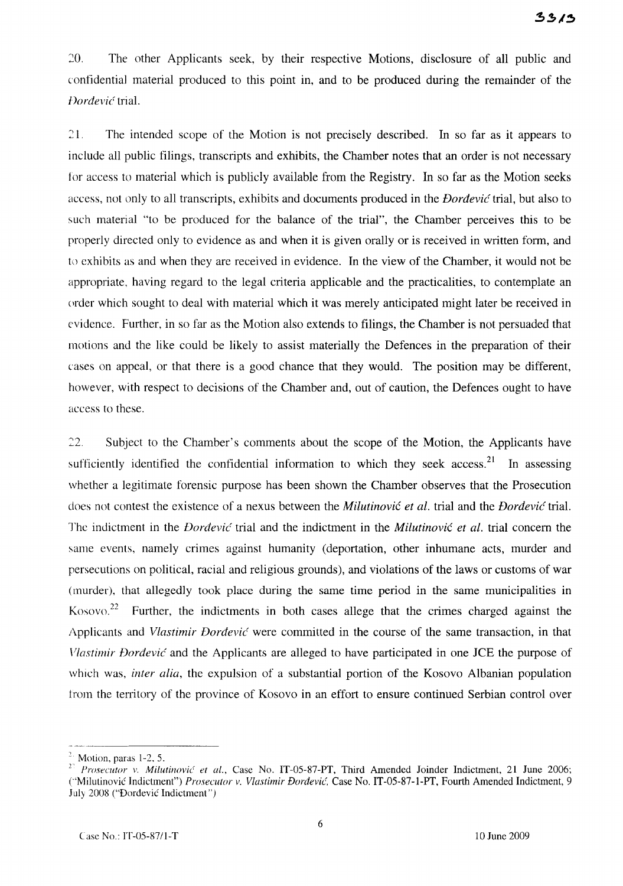20. The other Applicants seek, by their respective Motions, disclosure of all public and confidential material produced to this point in, and to be produced during the remainder of the *Đorđević* trial.

21. The intended scope of the Motion is not precisely described. In so far as it appears to include all public filings, transcripts and exhibits, the Chamber notes that an order is not necessary for access to material which is publicly available from the Registry. In so far as the Motion seeks access, not only to all transcripts, exhibits and documents produced in the *Đorđević* trial, but also to such material "to be produced for the balance of the trial", the Chamber perceives this to be properly directed only to evidence as and when it is given orally or is received in written form, and to exhibits as and when they are received in evidence. In the view of the Chamber, it would not be appropriate, having regard to the legal criteria applicable and the practicalities, to contemplate an order which sought to deal with material which it was merely anticipated might later be received in evidence. Further, in so far as the Motion also extends to filings, the Chamber is not persuaded that motions and the like could be likely to assist materially the Defences in the preparation of their cases on appeal, or that there is a good chance that they would. The position may be different, however, with respect to decisions of the Chamber and, out of caution, the Defences ought to have access to these.

22. Subject to the Chamber's comments about the scope of the Motion, the Applicants have sufficiently identified the confidential information to which they seek access.[21] In assessing whether a legitimate forensic purpose has been shown the Chamber observes that the Prosecution does not contest the existence of a nexus between the *Milutinović et al.* trial and the *Đorđević* trial. The indictment in the *Đorđević* trial and the indictment in the *Milutinović et al.* trial concern the same events, namely crimes against humanity (deportation, other inhumane acts, murder and persecutions on political, racial and religious grounds), and violations of the laws or customs of war (murder), that allegedly took place during the same time period in the same municipalities in Kosovo.[22] Further, the indictments in both cases allege that the crimes charged against the Applicants and *Vlastimir Đorđević* were committed in the course of the same transaction, in that *Vlastimir Đorđević* and the Applicants are alleged to have participated in one JCE the purpose of which was, *inter alia*, the expulsion of a substantial portion of the Kosovo Albanian population from the territory of the province of Kosovo in an effort to ensure continued Serbian control over

---

[21] Motion, paras 1-2, 5.

[22] *Prosecutor v. Milutinović et al.*, Case No. IT-05-87-PT, Third Amended Joinder Indictment, 21 June 2006; ("Milutinović Indictment") *Prosecutor v. Vlastimir Đorđević*, Case No. IT-05-87-1-PT, Fourth Amended Indictment, 9 July 2008 ("Đorđević Indictment")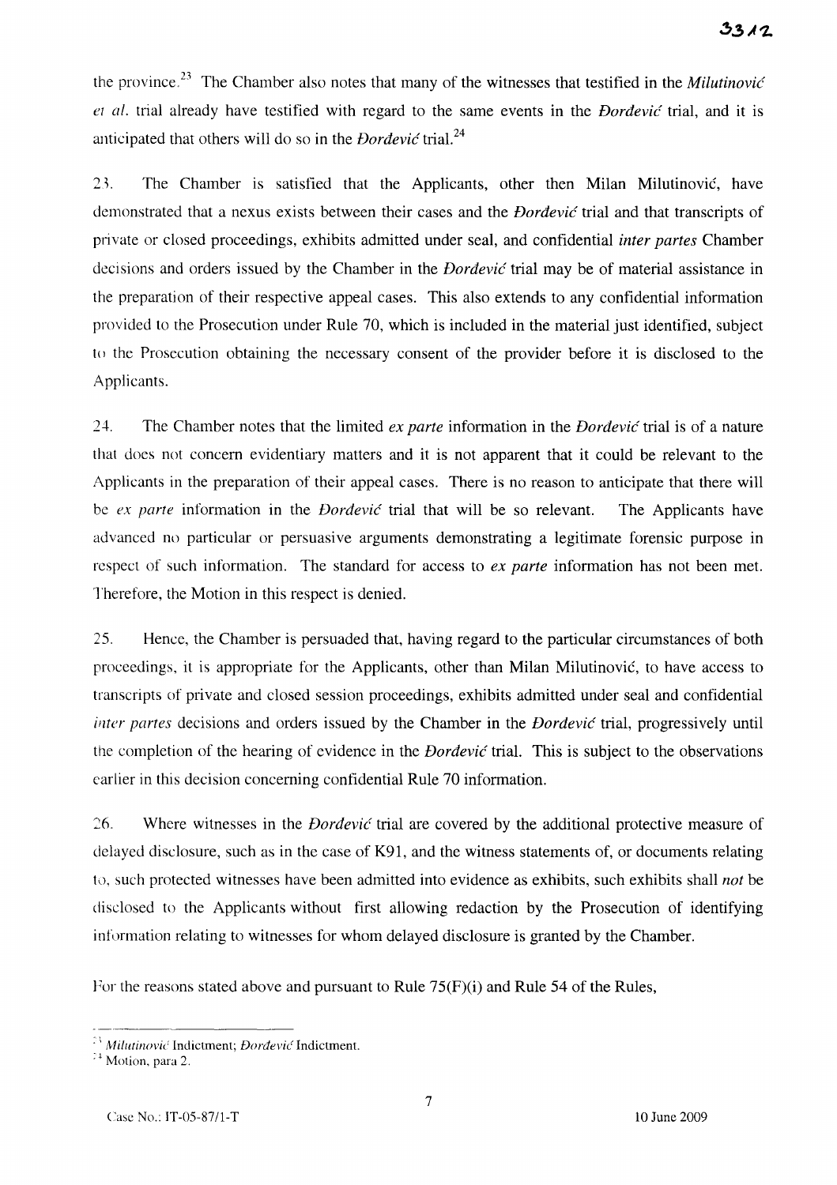the province.[23] The Chamber also notes that many of the witnesses that testified in the *Milutinović et al.* trial already have testified with regard to the same events in the *Đorđević* trial, and it is anticipated that others will do so in the *Đorđević* trial.[24]

23. The Chamber is satisfied that the Applicants, other then Milan Milutinović, have demonstrated that a nexus exists between their cases and the *Đorđević* trial and that transcripts of private or closed proceedings, exhibits admitted under seal, and confidential *inter partes* Chamber decisions and orders issued by the Chamber in the *Đorđević* trial may be of material assistance in the preparation of their respective appeal cases. This also extends to any confidential information provided to the Prosecution under Rule 70, which is included in the material just identified, subject to the Prosecution obtaining the necessary consent of the provider before it is disclosed to the Applicants.

24. The Chamber notes that the limited *ex parte* information in the *Đorđević* trial is of a nature that does not concern evidentiary matters and it is not apparent that it could be relevant to the Applicants in the preparation of their appeal cases. There is no reason to anticipate that there will be *ex parte* information in the *Đorđević* trial that will be so relevant. The Applicants have advanced no particular or persuasive arguments demonstrating a legitimate forensic purpose in respect of such information. The standard for access to *ex parte* information has not been met. Therefore, the Motion in this respect is denied.

25. Hence, the Chamber is persuaded that, having regard to the particular circumstances of both proceedings, it is appropriate for the Applicants, other than Milan Milutinović, to have access to transcripts of private and closed session proceedings, exhibits admitted under seal and confidential *inter partes* decisions and orders issued by the Chamber in the *Đorđević* trial, progressively until the completion of the hearing of evidence in the *Đorđević* trial. This is subject to the observations earlier in this decision concerning confidential Rule 70 information.

26. Where witnesses in the *Đorđević* trial are covered by the additional protective measure of delayed disclosure, such as in the case of K91, and the witness statements of, or documents relating to, such protected witnesses have been admitted into evidence as exhibits, such exhibits shall *not* be disclosed to the Applicants without first allowing redaction by the Prosecution of identifying information relating to witnesses for whom delayed disclosure is granted by the Chamber.

For the reasons stated above and pursuant to Rule 75(F)(i) and Rule 54 of the Rules,

---

[23] *Milutinović* Indictment; *Đorđević* Indictment.

[24] Motion, para 2.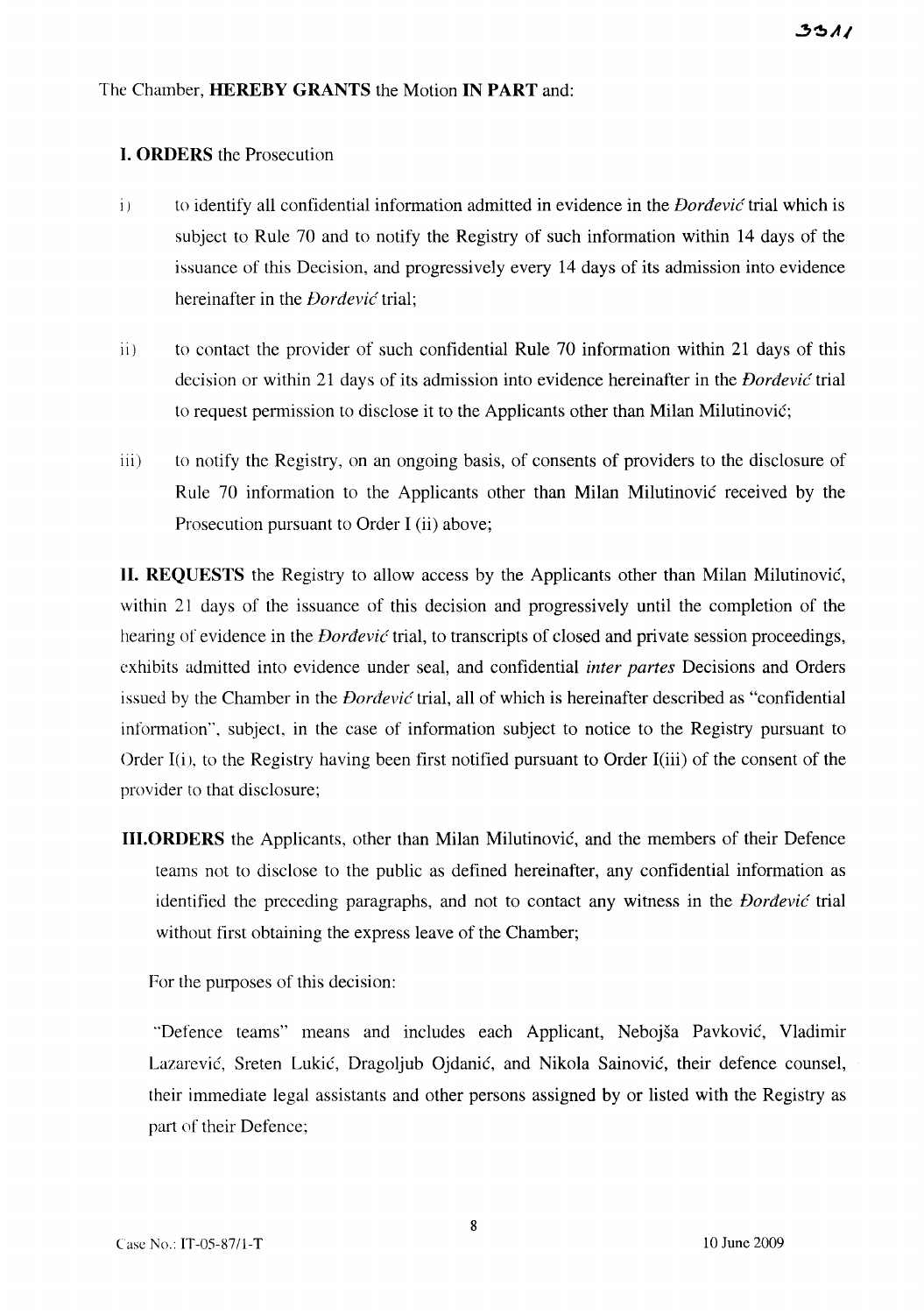The Chamber, **HEREBY GRANTS** the Motion **IN PART** and:

**I. ORDERS** the Prosecution

i) to identify all confidential information admitted in evidence in the *Đorđević* trial which is subject to Rule 70 and to notify the Registry of such information within 14 days of the issuance of this Decision, and progressively every 14 days of its admission into evidence hereinafter in the *Đorđević* trial;

ii) to contact the provider of such confidential Rule 70 information within 21 days of this decision or within 21 days of its admission into evidence hereinafter in the *Đorđević* trial to request permission to disclose it to the Applicants other than Milan Milutinović;

iii) to notify the Registry, on an ongoing basis, of consents of providers to the disclosure of Rule 70 information to the Applicants other than Milan Milutinović received by the Prosecution pursuant to Order I (ii) above;

**II. REQUESTS** the Registry to allow access by the Applicants other than Milan Milutinović, within 21 days of the issuance of this decision and progressively until the completion of the hearing of evidence in the *Đorđević* trial, to transcripts of closed and private session proceedings, exhibits admitted into evidence under seal, and confidential *inter partes* Decisions and Orders issued by the Chamber in the *Đorđević* trial, all of which is hereinafter described as "confidential information", subject, in the case of information subject to notice to the Registry pursuant to Order I(i), to the Registry having been first notified pursuant to Order I(iii) of the consent of the provider to that disclosure;

**III. ORDERS** the Applicants, other than Milan Milutinović, and the members of their Defence teams not to disclose to the public as defined hereinafter, any confidential information as identified the preceding paragraphs, and not to contact any witness in the *Đorđević* trial without first obtaining the express leave of the Chamber;

For the purposes of this decision:

"Defence teams" means and includes each Applicant, Nebojša Pavković, Vladimir Lazarević, Sreten Lukić, Dragoljub Ojdanić, and Nikola Sainović, their defence counsel, their immediate legal assistants and other persons assigned by or listed with the Registry as part of their Defence;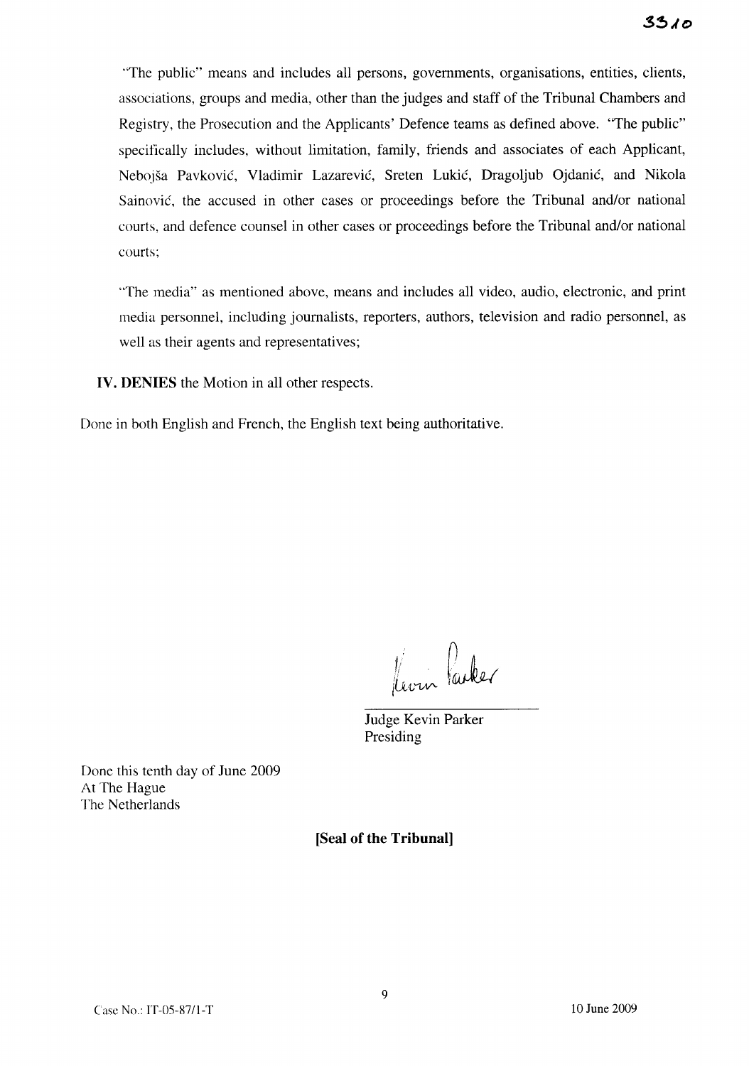"The public" means and includes all persons, governments, organisations, entities, clients, associations, groups and media, other than the judges and staff of the Tribunal Chambers and Registry, the Prosecution and the Applicants' Defence teams as defined above. "The public" specifically includes, without limitation, family, friends and associates of each Applicant, Nebojša Pavković, Vladimir Lazarević, Sreten Lukić, Dragoljub Ojdanić, and Nikola Sainović, the accused in other cases or proceedings before the Tribunal and/or national courts, and defence counsel in other cases or proceedings before the Tribunal and/or national courts;

"The media" as mentioned above, means and includes all video, audio, electronic, and print media personnel, including journalists, reporters, authors, television and radio personnel, as well as their agents and representatives;

**IV. DENIES** the Motion in all other respects.

Done in both English and French, the English text being authoritative.

Judge Kevin Parker
Presiding

Done this tenth day of June 2009
At The Hague
The Netherlands

**[Seal of the Tribunal]**